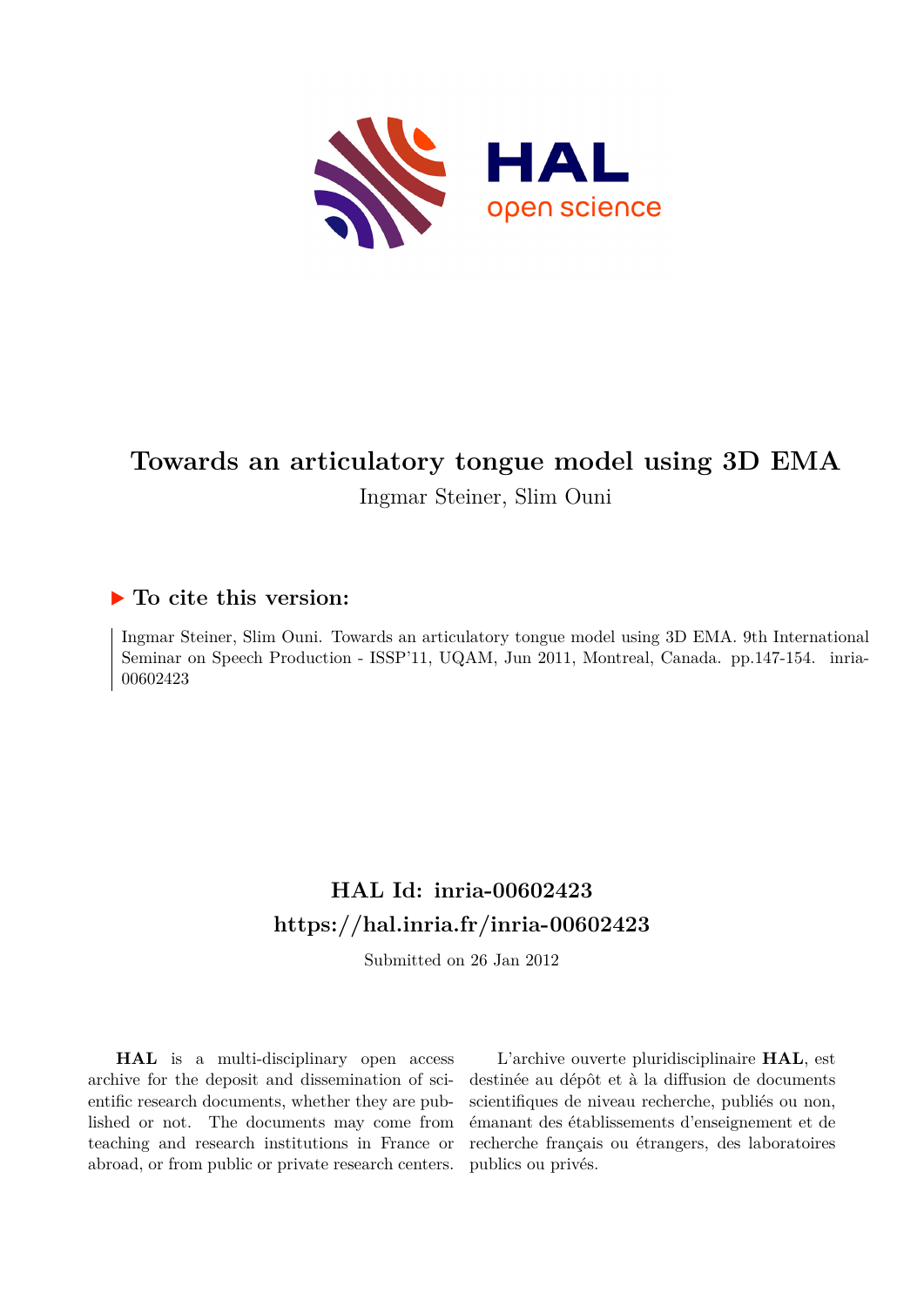# Towards an articulatory tongue model using 3D EMA

Ingmar Steiner, Slim Ouni

## ▶ To cite this version:

Ingmar Steiner, Slim Ouni. Towards an articulatory tongue model using 3D EMA. 9th International Seminar on Speech Production - ISSP'11, UQAM, Jun 2011, Montreal, Canada. pp.147-154. inria-00602423

## HAL Id: inria-00602423
## https://hal.inria.fr/inria-00602423

Submitted on 26 Jan 2012

**HAL** is a multi-disciplinary open access archive for the deposit and dissemination of scientific research documents, whether they are published or not. The documents may come from teaching and research institutions in France or abroad, or from public or private research centers.

L'archive ouverte pluridisciplinaire **HAL**, est destinée au dépôt et à la diffusion de documents scientifiques de niveau recherche, publiés ou non, émanant des établissements d'enseignement et de recherche français ou étrangers, des laboratoires publics ou privés.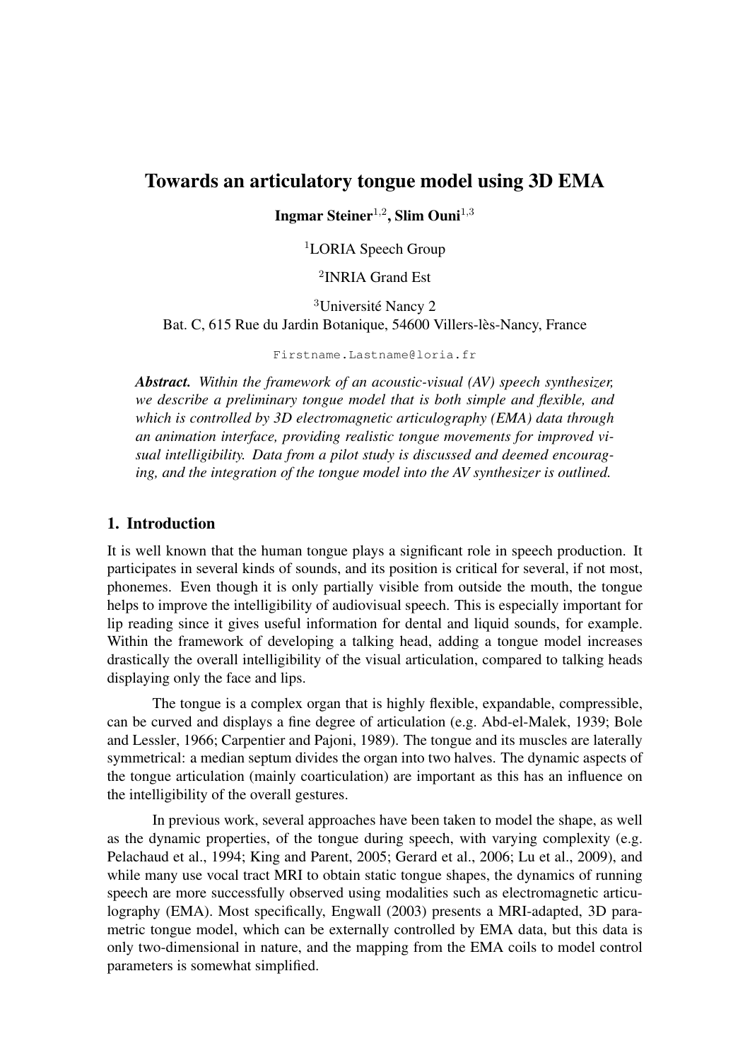# Towards an articulatory tongue model using 3D EMA

**Ingmar Steiner**[1,2], **Slim Ouni**[1,3]

[1]LORIA Speech Group

[2]INRIA Grand Est

[3]Université Nancy 2
Bat. C, 615 Rue du Jardin Botanique, 54600 Villers-lès-Nancy, France

Firstname.Lastname@loria.fr

***Abstract.*** *Within the framework of an acoustic-visual (AV) speech synthesizer, we describe a preliminary tongue model that is both simple and flexible, and which is controlled by 3D electromagnetic articulography (EMA) data through an animation interface, providing realistic tongue movements for improved visual intelligibility. Data from a pilot study is discussed and deemed encouraging, and the integration of the tongue model into the AV synthesizer is outlined.*

## 1. Introduction

It is well known that the human tongue plays a significant role in speech production. It participates in several kinds of sounds, and its position is critical for several, if not most, phonemes. Even though it is only partially visible from outside the mouth, the tongue helps to improve the intelligibility of audiovisual speech. This is especially important for lip reading since it gives useful information for dental and liquid sounds, for example. Within the framework of developing a talking head, adding a tongue model increases drastically the overall intelligibility of the visual articulation, compared to talking heads displaying only the face and lips.

The tongue is a complex organ that is highly flexible, expandable, compressible, can be curved and displays a fine degree of articulation (e.g. Abd-el-Malek, 1939; Bole and Lessler, 1966; Carpentier and Pajoni, 1989). The tongue and its muscles are laterally symmetrical: a median septum divides the organ into two halves. The dynamic aspects of the tongue articulation (mainly coarticulation) are important as this has an influence on the intelligibility of the overall gestures.

In previous work, several approaches have been taken to model the shape, as well as the dynamic properties, of the tongue during speech, with varying complexity (e.g. Pelachaud et al., 1994; King and Parent, 2005; Gerard et al., 2006; Lu et al., 2009), and while many use vocal tract MRI to obtain static tongue shapes, the dynamics of running speech are more successfully observed using modalities such as electromagnetic articulography (EMA). Most specifically, Engwall (2003) presents a MRI-adapted, 3D parametric tongue model, which can be externally controlled by EMA data, but this data is only two-dimensional in nature, and the mapping from the EMA coils to model control parameters is somewhat simplified.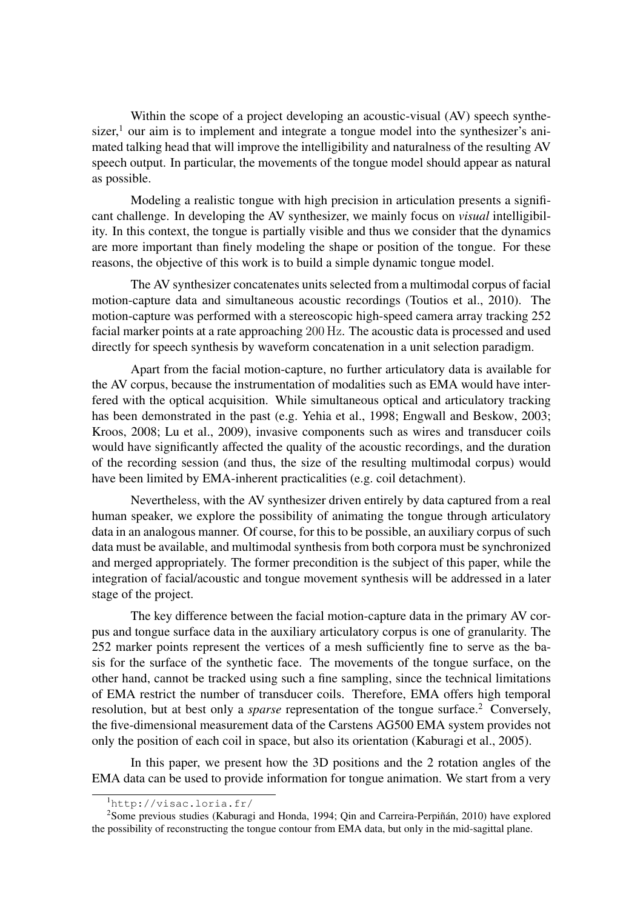Within the scope of a project developing an acoustic-visual (AV) speech synthesizer,[1] our aim is to implement and integrate a tongue model into the synthesizer's animated talking head that will improve the intelligibility and naturalness of the resulting AV speech output. In particular, the movements of the tongue model should appear as natural as possible.

Modeling a realistic tongue with high precision in articulation presents a significant challenge. In developing the AV synthesizer, we mainly focus on *visual* intelligibility. In this context, the tongue is partially visible and thus we consider that the dynamics are more important than finely modeling the shape or position of the tongue. For these reasons, the objective of this work is to build a simple dynamic tongue model.

The AV synthesizer concatenates units selected from a multimodal corpus of facial motion-capture data and simultaneous acoustic recordings (Toutios et al., 2010). The motion-capture was performed with a stereoscopic high-speed camera array tracking 252 facial marker points at a rate approaching $200\,\mathrm{Hz}$. The acoustic data is processed and used directly for speech synthesis by waveform concatenation in a unit selection paradigm.

Apart from the facial motion-capture, no further articulatory data is available for the AV corpus, because the instrumentation of modalities such as EMA would have interfered with the optical acquisition. While simultaneous optical and articulatory tracking has been demonstrated in the past (e.g. Yehia et al., 1998; Engwall and Beskow, 2003; Kroos, 2008; Lu et al., 2009), invasive components such as wires and transducer coils would have significantly affected the quality of the acoustic recordings, and the duration of the recording session (and thus, the size of the resulting multimodal corpus) would have been limited by EMA-inherent practicalities (e.g. coil detachment).

Nevertheless, with the AV synthesizer driven entirely by data captured from a real human speaker, we explore the possibility of animating the tongue through articulatory data in an analogous manner. Of course, for this to be possible, an auxiliary corpus of such data must be available, and multimodal synthesis from both corpora must be synchronized and merged appropriately. The former precondition is the subject of this paper, while the integration of facial/acoustic and tongue movement synthesis will be addressed in a later stage of the project.

The key difference between the facial motion-capture data in the primary AV corpus and tongue surface data in the auxiliary articulatory corpus is one of granularity. The 252 marker points represent the vertices of a mesh sufficiently fine to serve as the basis for the surface of the synthetic face. The movements of the tongue surface, on the other hand, cannot be tracked using such a fine sampling, since the technical limitations of EMA restrict the number of transducer coils. Therefore, EMA offers high temporal resolution, but at best only a *sparse* representation of the tongue surface.[2] Conversely, the five-dimensional measurement data of the Carstens AG500 EMA system provides not only the position of each coil in space, but also its orientation (Kaburagi et al., 2005).

In this paper, we present how the 3D positions and the 2 rotation angles of the EMA data can be used to provide information for tongue animation. We start from a very

[1] http://visac.loria.fr/

[2] Some previous studies (Kaburagi and Honda, 1994; Qin and Carreira-Perpiñán, 2010) have explored the possibility of reconstructing the tongue contour from EMA data, but only in the mid-sagittal plane.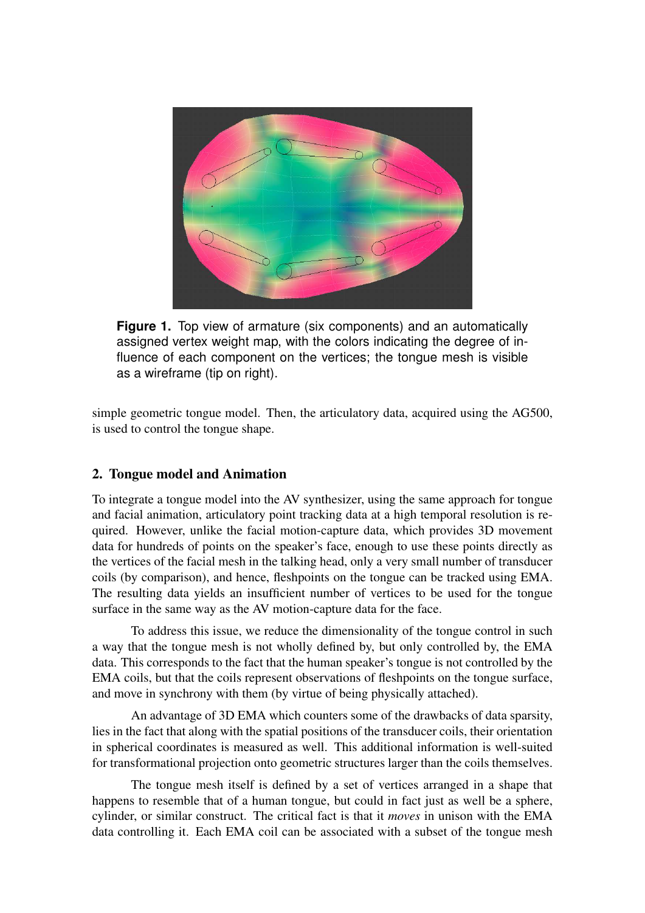**Figure 1.** Top view of armature (six components) and an automatically assigned vertex weight map, with the colors indicating the degree of influence of each component on the vertices; the tongue mesh is visible as a wireframe (tip on right).

simple geometric tongue model. Then, the articulatory data, acquired using the AG500, is used to control the tongue shape.

## 2. Tongue model and Animation

To integrate a tongue model into the AV synthesizer, using the same approach for tongue and facial animation, articulatory point tracking data at a high temporal resolution is required. However, unlike the facial motion-capture data, which provides 3D movement data for hundreds of points on the speaker's face, enough to use these points directly as the vertices of the facial mesh in the talking head, only a very small number of transducer coils (by comparison), and hence, fleshpoints on the tongue can be tracked using EMA. The resulting data yields an insufficient number of vertices to be used for the tongue surface in the same way as the AV motion-capture data for the face.

To address this issue, we reduce the dimensionality of the tongue control in such a way that the tongue mesh is not wholly defined by, but only controlled by, the EMA data. This corresponds to the fact that the human speaker's tongue is not controlled by the EMA coils, but that the coils represent observations of fleshpoints on the tongue surface, and move in synchrony with them (by virtue of being physically attached).

An advantage of 3D EMA which counters some of the drawbacks of data sparsity, lies in the fact that along with the spatial positions of the transducer coils, their orientation in spherical coordinates is measured as well. This additional information is well-suited for transformational projection onto geometric structures larger than the coils themselves.

The tongue mesh itself is defined by a set of vertices arranged in a shape that happens to resemble that of a human tongue, but could in fact just as well be a sphere, cylinder, or similar construct. The critical fact is that it *moves* in unison with the EMA data controlling it. Each EMA coil can be associated with a subset of the tongue mesh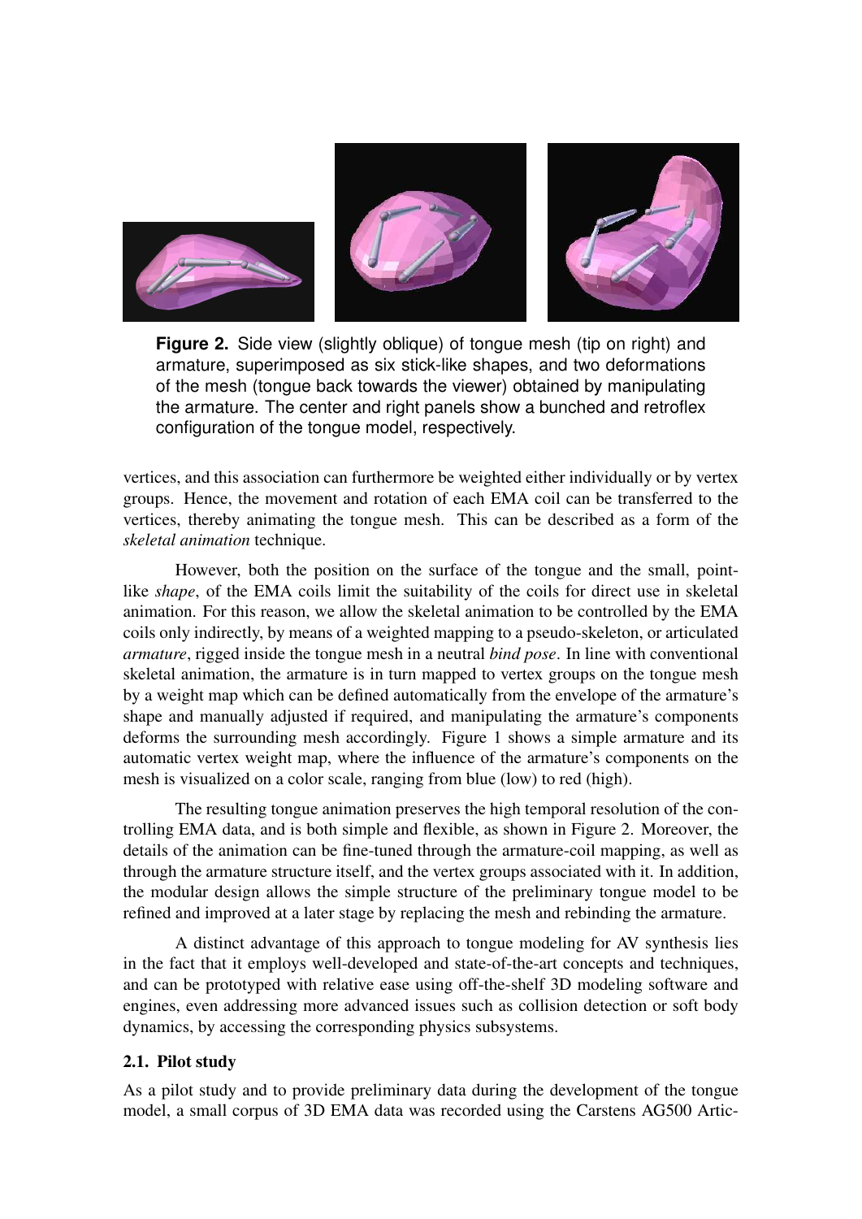**Figure 2.** Side view (slightly oblique) of tongue mesh (tip on right) and armature, superimposed as six stick-like shapes, and two deformations of the mesh (tongue back towards the viewer) obtained by manipulating the armature. The center and right panels show a bunched and retroflex configuration of the tongue model, respectively.

vertices, and this association can furthermore be weighted either individually or by vertex groups. Hence, the movement and rotation of each EMA coil can be transferred to the vertices, thereby animating the tongue mesh. This can be described as a form of the *skeletal animation* technique.

However, both the position on the surface of the tongue and the small, point-like *shape*, of the EMA coils limit the suitability of the coils for direct use in skeletal animation. For this reason, we allow the skeletal animation to be controlled by the EMA coils only indirectly, by means of a weighted mapping to a pseudo-skeleton, or articulated *armature*, rigged inside the tongue mesh in a neutral *bind pose*. In line with conventional skeletal animation, the armature is in turn mapped to vertex groups on the tongue mesh by a weight map which can be defined automatically from the envelope of the armature's shape and manually adjusted if required, and manipulating the armature's components deforms the surrounding mesh accordingly. Figure 1 shows a simple armature and its automatic vertex weight map, where the influence of the armature's components on the mesh is visualized on a color scale, ranging from blue (low) to red (high).

The resulting tongue animation preserves the high temporal resolution of the controlling EMA data, and is both simple and flexible, as shown in Figure 2. Moreover, the details of the animation can be fine-tuned through the armature-coil mapping, as well as through the armature structure itself, and the vertex groups associated with it. In addition, the modular design allows the simple structure of the preliminary tongue model to be refined and improved at a later stage by replacing the mesh and rebinding the armature.

A distinct advantage of this approach to tongue modeling for AV synthesis lies in the fact that it employs well-developed and state-of-the-art concepts and techniques, and can be prototyped with relative ease using off-the-shelf 3D modeling software and engines, even addressing more advanced issues such as collision detection or soft body dynamics, by accessing the corresponding physics subsystems.

### 2.1. Pilot study

As a pilot study and to provide preliminary data during the development of the tongue model, a small corpus of 3D EMA data was recorded using the Carstens AG500 Artic-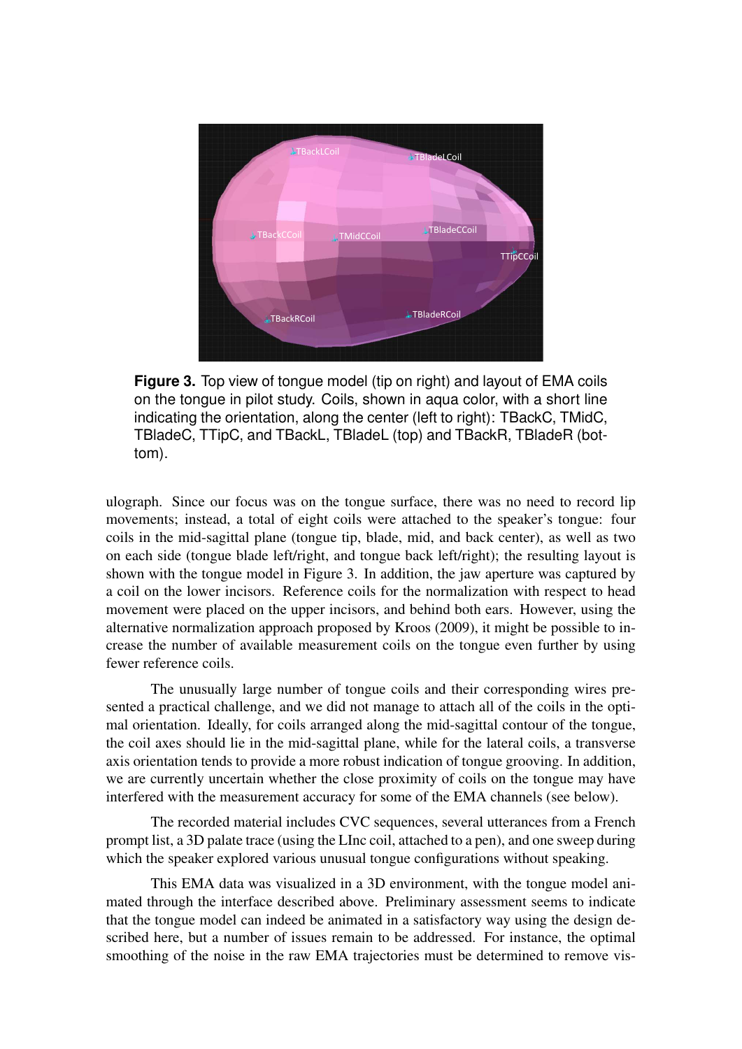**Figure 3.** Top view of tongue model (tip on right) and layout of EMA coils on the tongue in pilot study. Coils, shown in aqua color, with a short line indicating the orientation, along the center (left to right): TBackC, TMidC, TBladeC, TTipC, and TBackL, TBladeL (top) and TBackR, TBladeR (bottom).

ulograph. Since our focus was on the tongue surface, there was no need to record lip movements; instead, a total of eight coils were attached to the speaker's tongue: four coils in the mid-sagittal plane (tongue tip, blade, mid, and back center), as well as two on each side (tongue blade left/right, and tongue back left/right); the resulting layout is shown with the tongue model in Figure 3. In addition, the jaw aperture was captured by a coil on the lower incisors. Reference coils for the normalization with respect to head movement were placed on the upper incisors, and behind both ears. However, using the alternative normalization approach proposed by Kroos (2009), it might be possible to increase the number of available measurement coils on the tongue even further by using fewer reference coils.

The unusually large number of tongue coils and their corresponding wires presented a practical challenge, and we did not manage to attach all of the coils in the optimal orientation. Ideally, for coils arranged along the mid-sagittal contour of the tongue, the coil axes should lie in the mid-sagittal plane, while for the lateral coils, a transverse axis orientation tends to provide a more robust indication of tongue grooving. In addition, we are currently uncertain whether the close proximity of coils on the tongue may have interfered with the measurement accuracy for some of the EMA channels (see below).

The recorded material includes CVC sequences, several utterances from a French prompt list, a 3D palate trace (using the LInc coil, attached to a pen), and one sweep during which the speaker explored various unusual tongue configurations without speaking.

This EMA data was visualized in a 3D environment, with the tongue model animated through the interface described above. Preliminary assessment seems to indicate that the tongue model can indeed be animated in a satisfactory way using the design described here, but a number of issues remain to be addressed. For instance, the optimal smoothing of the noise in the raw EMA trajectories must be determined to remove vis-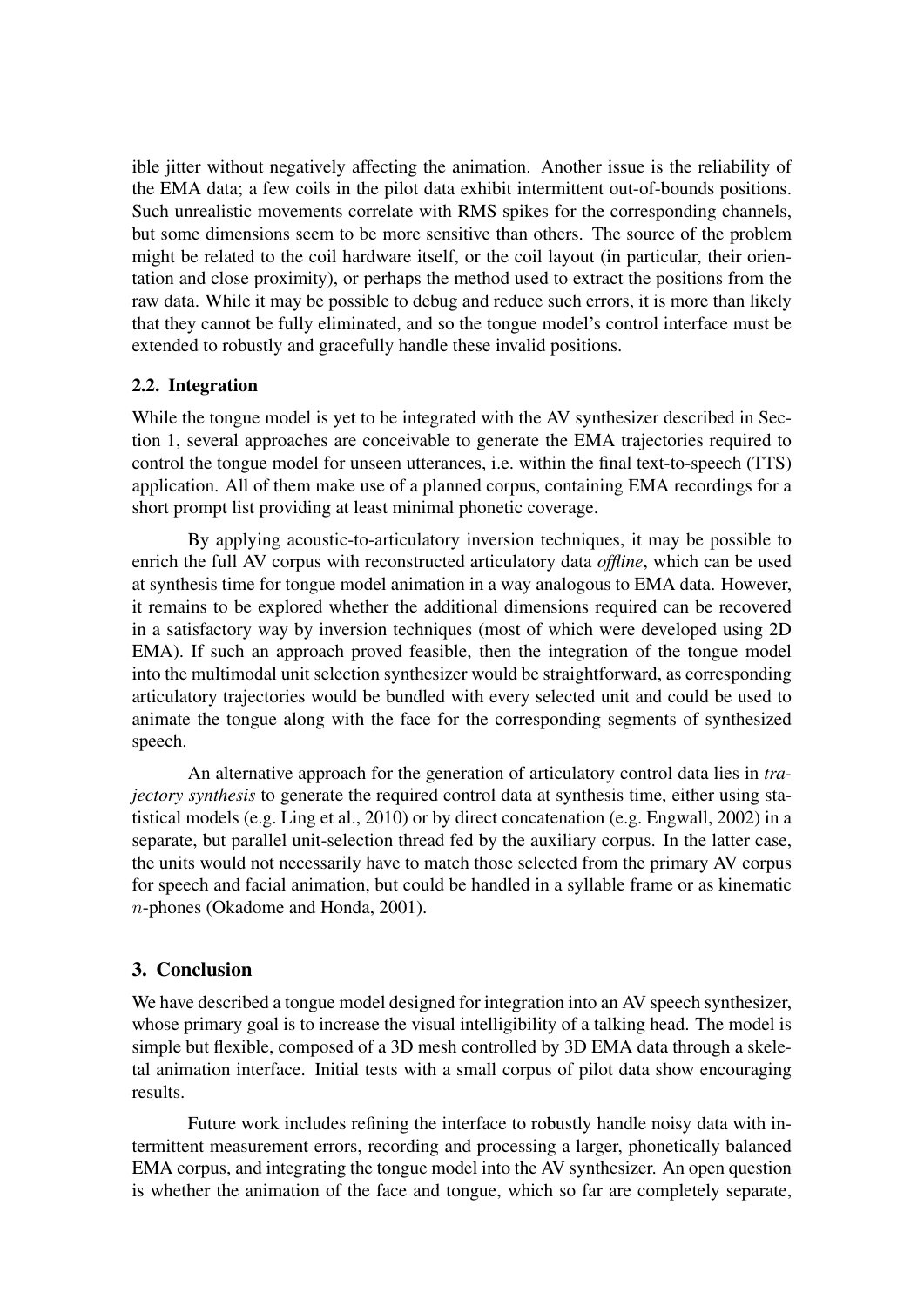ible jitter without negatively affecting the animation. Another issue is the reliability of the EMA data; a few coils in the pilot data exhibit intermittent out-of-bounds positions. Such unrealistic movements correlate with RMS spikes for the corresponding channels, but some dimensions seem to be more sensitive than others. The source of the problem might be related to the coil hardware itself, or the coil layout (in particular, their orientation and close proximity), or perhaps the method used to extract the positions from the raw data. While it may be possible to debug and reduce such errors, it is more than likely that they cannot be fully eliminated, and so the tongue model's control interface must be extended to robustly and gracefully handle these invalid positions.

### 2.2. Integration

While the tongue model is yet to be integrated with the AV synthesizer described in Section 1, several approaches are conceivable to generate the EMA trajectories required to control the tongue model for unseen utterances, i.e. within the final text-to-speech (TTS) application. All of them make use of a planned corpus, containing EMA recordings for a short prompt list providing at least minimal phonetic coverage.

By applying acoustic-to-articulatory inversion techniques, it may be possible to enrich the full AV corpus with reconstructed articulatory data *offline*, which can be used at synthesis time for tongue model animation in a way analogous to EMA data. However, it remains to be explored whether the additional dimensions required can be recovered in a satisfactory way by inversion techniques (most of which were developed using 2D EMA). If such an approach proved feasible, then the integration of the tongue model into the multimodal unit selection synthesizer would be straightforward, as corresponding articulatory trajectories would be bundled with every selected unit and could be used to animate the tongue along with the face for the corresponding segments of synthesized speech.

An alternative approach for the generation of articulatory control data lies in *trajectory synthesis* to generate the required control data at synthesis time, either using statistical models (e.g. Ling et al., 2010) or by direct concatenation (e.g. Engwall, 2002) in a separate, but parallel unit-selection thread fed by the auxiliary corpus. In the latter case, the units would not necessarily have to match those selected from the primary AV corpus for speech and facial animation, but could be handled in a syllable frame or as kinematic $n$-phones (Okadome and Honda, 2001).

## 3. Conclusion

We have described a tongue model designed for integration into an AV speech synthesizer, whose primary goal is to increase the visual intelligibility of a talking head. The model is simple but flexible, composed of a 3D mesh controlled by 3D EMA data through a skeletal animation interface. Initial tests with a small corpus of pilot data show encouraging results.

Future work includes refining the interface to robustly handle noisy data with intermittent measurement errors, recording and processing a larger, phonetically balanced EMA corpus, and integrating the tongue model into the AV synthesizer. An open question is whether the animation of the face and tongue, which so far are completely separate,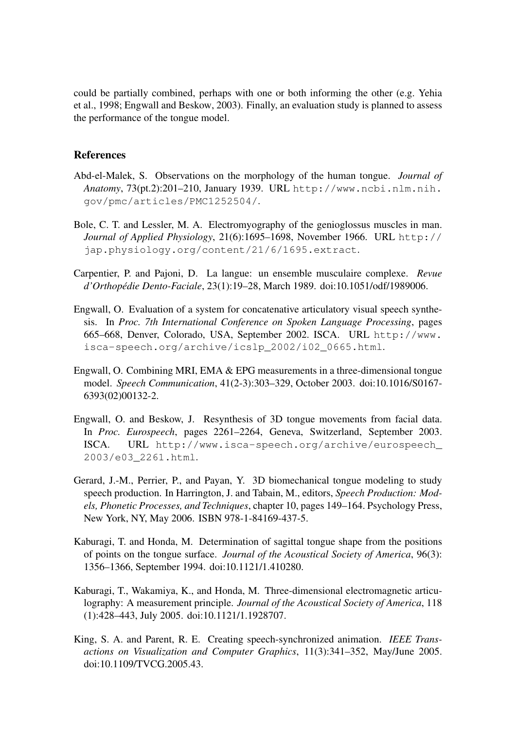could be partially combined, perhaps with one or both informing the other (e.g. Yehia et al., 1998; Engwall and Beskow, 2003). Finally, an evaluation study is planned to assess the performance of the tongue model.

## References

Abd-el-Malek, S. Observations on the morphology of the human tongue. *Journal of Anatomy*, 73(pt.2):201–210, January 1939. URL `http://www.ncbi.nlm.nih.gov/pmc/articles/PMC1252504/`.

Bole, C. T. and Lessler, M. A. Electromyography of the genioglossus muscles in man. *Journal of Applied Physiology*, 21(6):1695–1698, November 1966. URL `http://jap.physiology.org/content/21/6/1695.extract`.

Carpentier, P. and Pajoni, D. La langue: un ensemble musculaire complexe. *Revue d'Orthopédie Dento-Faciale*, 23(1):19–28, March 1989. doi:10.1051/odf/1989006.

Engwall, O. Evaluation of a system for concatenative articulatory visual speech synthesis. In *Proc. 7th International Conference on Spoken Language Processing*, pages 665–668, Denver, Colorado, USA, September 2002. ISCA. URL `http://www.isca-speech.org/archive/icslp_2002/i02_0665.html`.

Engwall, O. Combining MRI, EMA & EPG measurements in a three-dimensional tongue model. *Speech Communication*, 41(2-3):303–329, October 2003. doi:10.1016/S0167-6393(02)00132-2.

Engwall, O. and Beskow, J. Resynthesis of 3D tongue movements from facial data. In *Proc. Eurospeech*, pages 2261–2264, Geneva, Switzerland, September 2003. ISCA. URL `http://www.isca-speech.org/archive/eurospeech_2003/e03_2261.html`.

Gerard, J.-M., Perrier, P., and Payan, Y. 3D biomechanical tongue modeling to study speech production. In Harrington, J. and Tabain, M., editors, *Speech Production: Models, Phonetic Processes, and Techniques*, chapter 10, pages 149–164. Psychology Press, New York, NY, May 2006. ISBN 978-1-84169-437-5.

Kaburagi, T. and Honda, M. Determination of sagittal tongue shape from the positions of points on the tongue surface. *Journal of the Acoustical Society of America*, 96(3): 1356–1366, September 1994. doi:10.1121/1.410280.

Kaburagi, T., Wakamiya, K., and Honda, M. Three-dimensional electromagnetic articulography: A measurement principle. *Journal of the Acoustical Society of America*, 118 (1):428–443, July 2005. doi:10.1121/1.1928707.

King, S. A. and Parent, R. E. Creating speech-synchronized animation. *IEEE Transactions on Visualization and Computer Graphics*, 11(3):341–352, May/June 2005. doi:10.1109/TVCG.2005.43.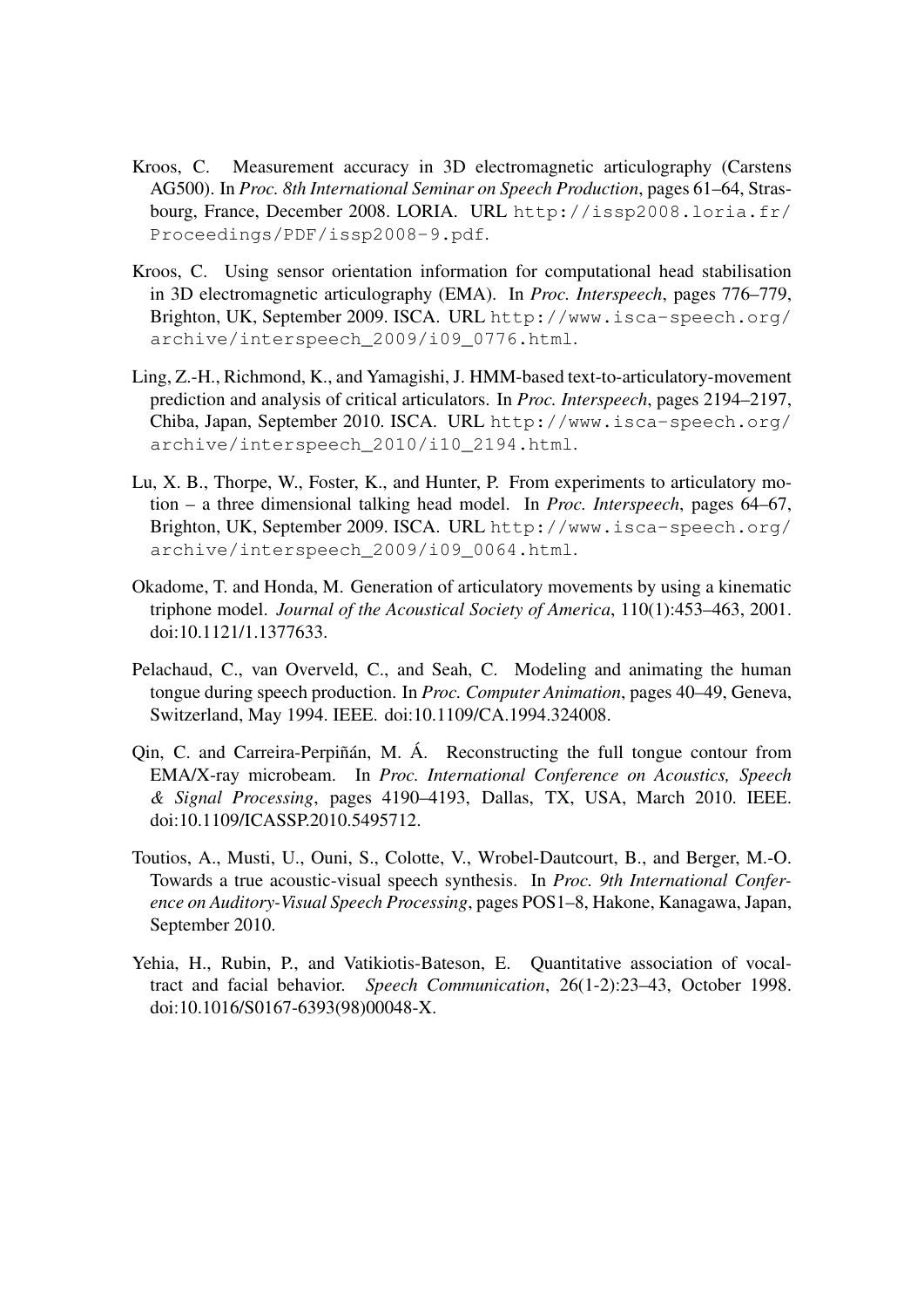Kroos, C. Measurement accuracy in 3D electromagnetic articulography (Carstens AG500). In *Proc. 8th International Seminar on Speech Production*, pages 61–64, Strasbourg, France, December 2008. LORIA. URL `http://issp2008.loria.fr/Proceedings/PDF/issp2008-9.pdf`.

Kroos, C. Using sensor orientation information for computational head stabilisation in 3D electromagnetic articulography (EMA). In *Proc. Interspeech*, pages 776–779, Brighton, UK, September 2009. ISCA. URL `http://www.isca-speech.org/archive/interspeech_2009/i09_0776.html`.

Ling, Z.-H., Richmond, K., and Yamagishi, J. HMM-based text-to-articulatory-movement prediction and analysis of critical articulators. In *Proc. Interspeech*, pages 2194–2197, Chiba, Japan, September 2010. ISCA. URL `http://www.isca-speech.org/archive/interspeech_2010/i10_2194.html`.

Lu, X. B., Thorpe, W., Foster, K., and Hunter, P. From experiments to articulatory motion – a three dimensional talking head model. In *Proc. Interspeech*, pages 64–67, Brighton, UK, September 2009. ISCA. URL `http://www.isca-speech.org/archive/interspeech_2009/i09_0064.html`.

Okadome, T. and Honda, M. Generation of articulatory movements by using a kinematic triphone model. *Journal of the Acoustical Society of America*, 110(1):453–463, 2001. doi:10.1121/1.1377633.

Pelachaud, C., van Overveld, C., and Seah, C. Modeling and animating the human tongue during speech production. In *Proc. Computer Animation*, pages 40–49, Geneva, Switzerland, May 1994. IEEE. doi:10.1109/CA.1994.324008.

Qin, C. and Carreira-Perpiñán, M. Á. Reconstructing the full tongue contour from EMA/X-ray microbeam. In *Proc. International Conference on Acoustics, Speech & Signal Processing*, pages 4190–4193, Dallas, TX, USA, March 2010. IEEE. doi:10.1109/ICASSP.2010.5495712.

Toutios, A., Musti, U., Ouni, S., Colotte, V., Wrobel-Dautcourt, B., and Berger, M.-O. Towards a true acoustic-visual speech synthesis. In *Proc. 9th International Conference on Auditory-Visual Speech Processing*, pages POS1–8, Hakone, Kanagawa, Japan, September 2010.

Yehia, H., Rubin, P., and Vatikiotis-Bateson, E. Quantitative association of vocal-tract and facial behavior. *Speech Communication*, 26(1-2):23–43, October 1998. doi:10.1016/S0167-6393(98)00048-X.